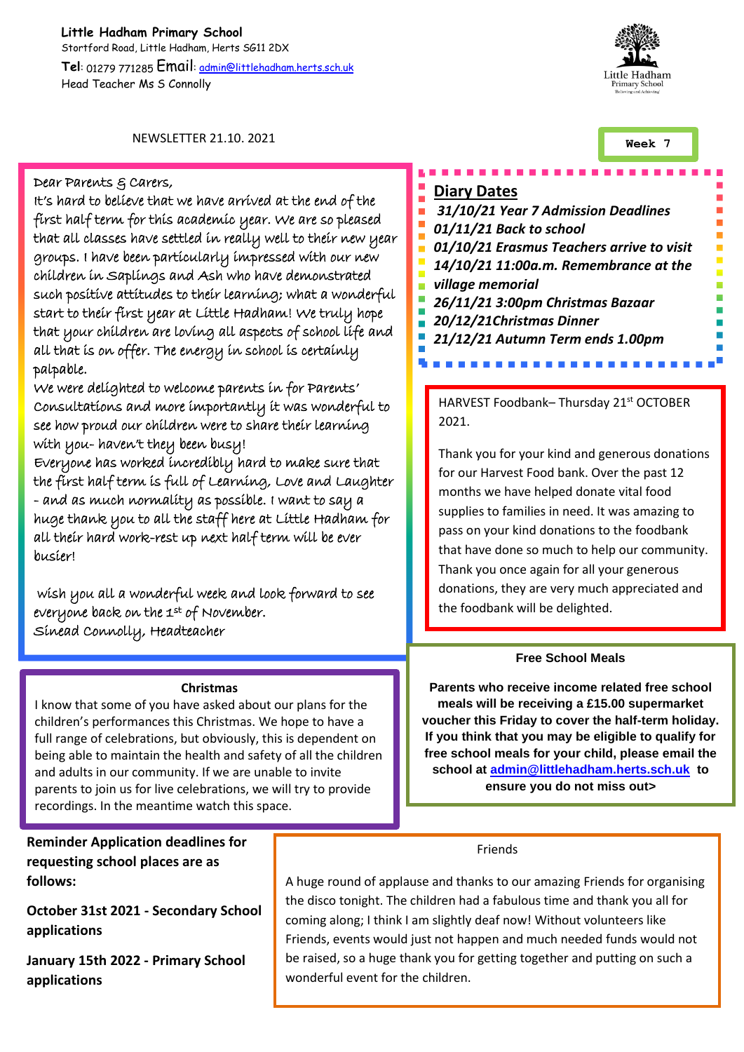**Little Hadham Primary School**
Stortford Road, Little Hadham, Herts SG11 2DX
**Tel**: 01279 771285 Email: admin@littlehadham.herts.sch.uk
Head Teacher Ms S Connolly

Little Hadham Primary School

NEWSLETTER 21.10. 2021

**Week 7**

Dear Parents & Carers,

It's hard to believe that we have arrived at the end of the first half term for this academic year. We are so pleased that all classes have settled in really well to their new year groups. I have been particularly impressed with our new children in Saplings and Ash who have demonstrated such positive attitudes to their learning; what a wonderful start to their first year at Little Hadham! We truly hope that your children are loving all aspects of school life and all that is on offer. The energy in school is certainly palpable.

We were delighted to welcome parents in for Parents' Consultations and more importantly it was wonderful to see how proud our children were to share their learning with you- haven't they been busy!

Everyone has worked incredibly hard to make sure that the first half term is full of Learning, Love and Laughter - and as much normality as possible. I want to say a huge thank you to all the staff here at Little Hadham for all their hard work-rest up next half term will be ever busier!

wish you all a wonderful week and look forward to see everyone back on the 1st of November.

Sinead Connolly, Headteacher

## Diary Dates

***31/10/21 Year 7 Admission Deadlines***
***01/11/21 Back to school***
***01/10/21 Erasmus Teachers arrive to visit***
***14/10/21 11:00a.m. Remembrance at the village memorial***
***26/11/21 3:00pm Christmas Bazaar***
***20/12/21Christmas Dinner***
***21/12/21 Autumn Term ends 1.00pm***

HARVEST Foodbank– Thursday 21st OCTOBER 2021.

Thank you for your kind and generous donations for our Harvest Food bank. Over the past 12 months we have helped donate vital food supplies to families in need. It was amazing to pass on your kind donations to the foodbank that have done so much to help our community. Thank you once again for all your generous donations, they are very much appreciated and the foodbank will be delighted.

**Free School Meals**

**Parents who receive income related free school meals will be receiving a £15.00 supermarket voucher this Friday to cover the half-term holiday. If you think that you may be eligible to qualify for free school meals for your child, please email the school at admin@littlehadham.herts.sch.uk to ensure you do not miss out>**

**Christmas**

I know that some of you have asked about our plans for the children's performances this Christmas. We hope to have a full range of celebrations, but obviously, this is dependent on being able to maintain the health and safety of all the children and adults in our community. If we are unable to invite parents to join us for live celebrations, we will try to provide recordings. In the meantime watch this space.

**Reminder Application deadlines for requesting school places are as follows:**

**October 31st 2021 - Secondary School applications**

**January 15th 2022 - Primary School applications**

Friends

A huge round of applause and thanks to our amazing Friends for organising the disco tonight. The children had a fabulous time and thank you all for coming along; I think I am slightly deaf now! Without volunteers like Friends, events would just not happen and much needed funds would not be raised, so a huge thank you for getting together and putting on such a wonderful event for the children.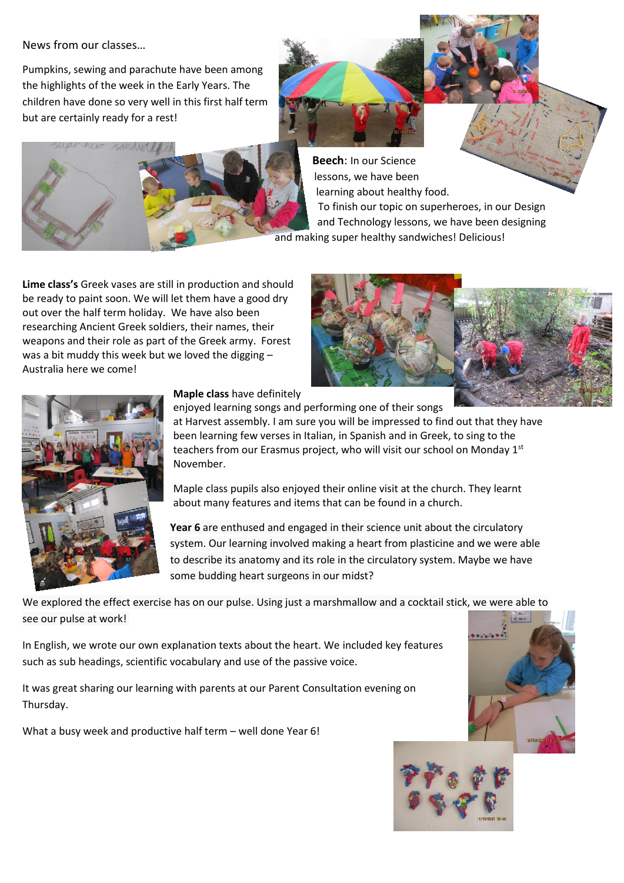News from our classes…

Pumpkins, sewing and parachute have been among the highlights of the week in the Early Years. The children have done so very well in this first half term but are certainly ready for a rest!

**Beech**: In our Science lessons, we have been learning about healthy food. To finish our topic on superheroes, in our Design and Technology lessons, we have been designing and making super healthy sandwiches! Delicious!

**Lime class's** Greek vases are still in production and should be ready to paint soon. We will let them have a good dry out over the half term holiday. We have also been researching Ancient Greek soldiers, their names, their weapons and their role as part of the Greek army. Forest was a bit muddy this week but we loved the digging – Australia here we come!

**Maple class** have definitely enjoyed learning songs and performing one of their songs at Harvest assembly. I am sure you will be impressed to find out that they have been learning few verses in Italian, in Spanish and in Greek, to sing to the teachers from our Erasmus project, who will visit our school on Monday 1st November.

Maple class pupils also enjoyed their online visit at the church. They learnt about many features and items that can be found in a church.

**Year 6** are enthused and engaged in their science unit about the circulatory system. Our learning involved making a heart from plasticine and we were able to describe its anatomy and its role in the circulatory system. Maybe we have some budding heart surgeons in our midst?

We explored the effect exercise has on our pulse. Using just a marshmallow and a cocktail stick, we were able to see our pulse at work!

In English, we wrote our own explanation texts about the heart. We included key features such as sub headings, scientific vocabulary and use of the passive voice.

It was great sharing our learning with parents at our Parent Consultation evening on Thursday.

What a busy week and productive half term – well done Year 6!